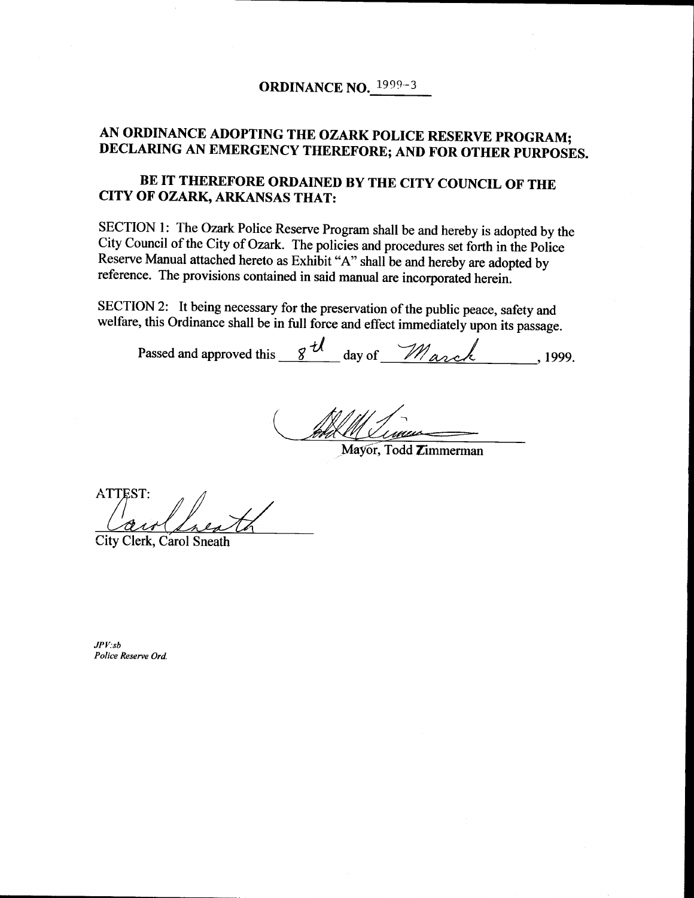# ORDINANCE NO. 1999-3

## AN ORDINANCE ADOPTING THE OZARK POLICE RESERVE PROGRAM; DECLARING AN EMERGENCY THEREFORE; AND FOR OTHER PURPOSES.

**BE IT THEREFORE ORDAINED BY THE CITY COUNCIL OF THE CITY OF OZARK, ARKANSAS THAT:**

SECTION 1: The Ozark Police Reserve Program shall be and hereby is adopted by the City Council of the City of Ozark. The policies and procedures set forth in the Police Reserve Manual attached hereto as Exhibit "A" shall be and hereby are adopted by reference. The provisions contained in said manual are incorporated herein.

SECTION 2: It being necessary for the preservation of the public peace, safety and welfare, this Ordinance shall be in full force and effect immediately upon its passage.

Passed and approved this 8th day of March, 1999.

Mayor, Todd Zimmerman

ATTEST:

City Clerk, Carol Sneath

*JPV:sb*
*Police Reserve Ord.*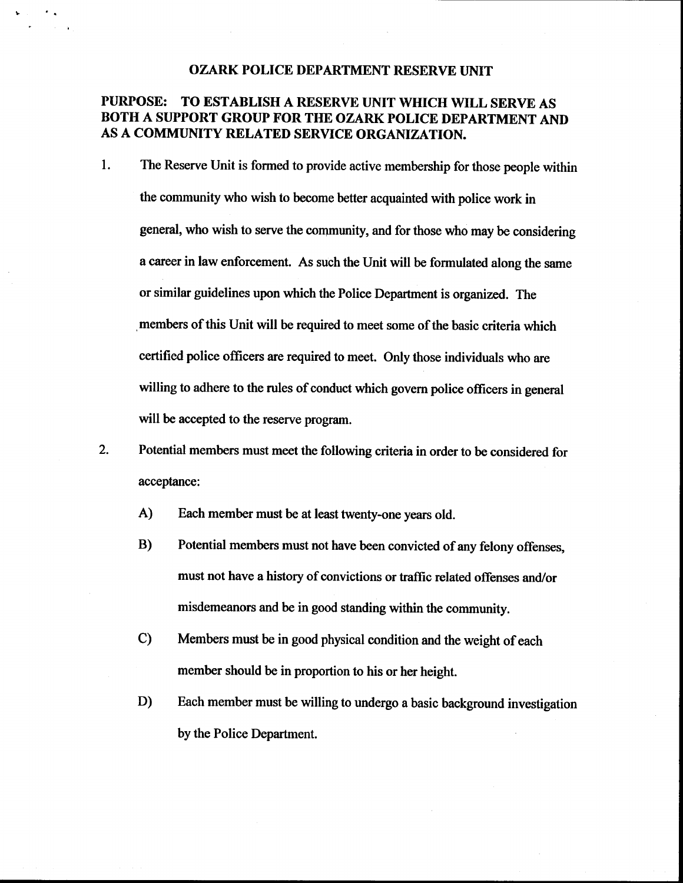# OZARK POLICE DEPARTMENT RESERVE UNIT

**PURPOSE: TO ESTABLISH A RESERVE UNIT WHICH WILL SERVE AS BOTH A SUPPORT GROUP FOR THE OZARK POLICE DEPARTMENT AND AS A COMMUNITY RELATED SERVICE ORGANIZATION.**

1. The Reserve Unit is formed to provide active membership for those people within the community who wish to become better acquainted with police work in general, who wish to serve the community, and for those who may be considering a career in law enforcement. As such the Unit will be formulated along the same or similar guidelines upon which the Police Department is organized. The members of this Unit will be required to meet some of the basic criteria which certified police officers are required to meet. Only those individuals who are willing to adhere to the rules of conduct which govern police officers in general will be accepted to the reserve program.

2. Potential members must meet the following criteria in order to be considered for acceptance:

   A) Each member must be at least twenty-one years old.

   B) Potential members must not have been convicted of any felony offenses, must not have a history of convictions or traffic related offenses and/or misdemeanors and be in good standing within the community.

   C) Members must be in good physical condition and the weight of each member should be in proportion to his or her height.

   D) Each member must be willing to undergo a basic background investigation by the Police Department.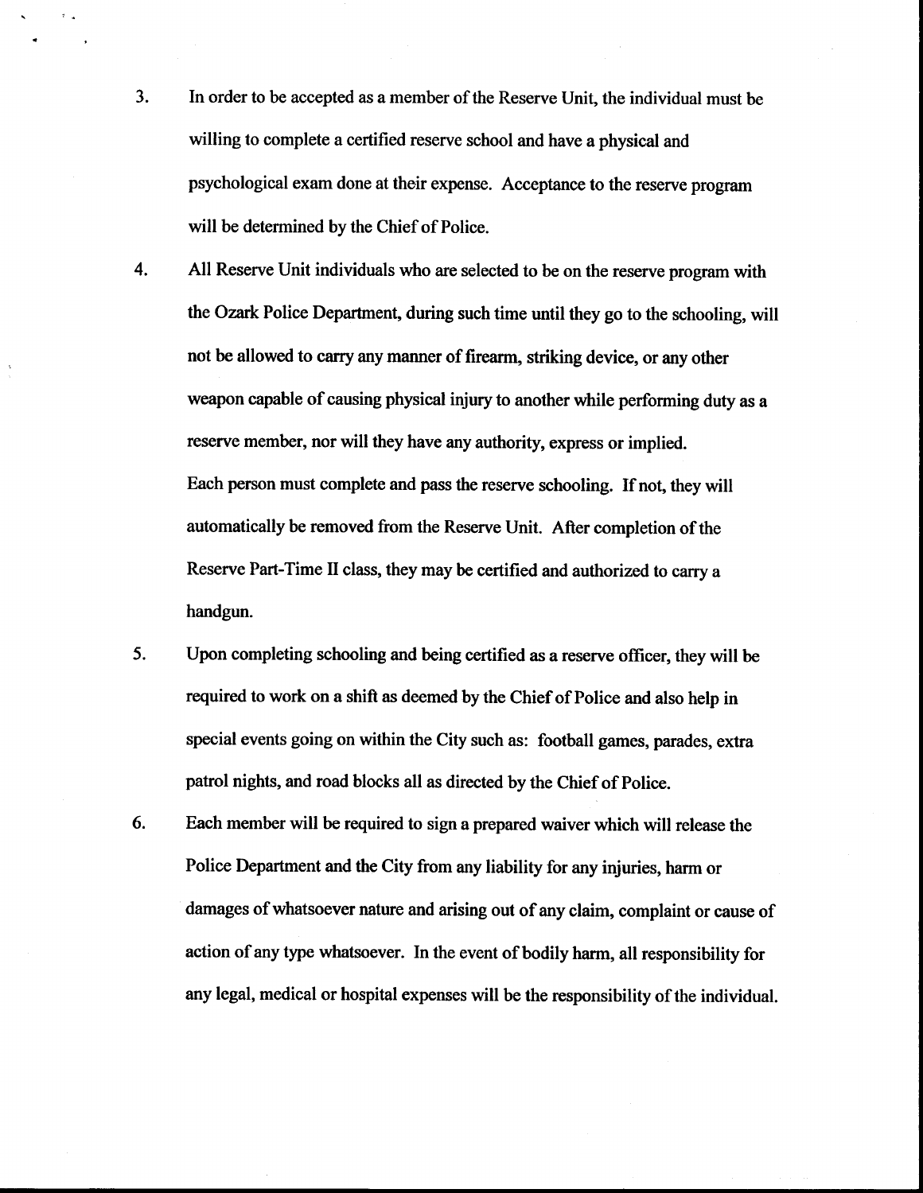3. In order to be accepted as a member of the Reserve Unit, the individual must be willing to complete a certified reserve school and have a physical and psychological exam done at their expense. Acceptance to the reserve program will be determined by the Chief of Police.

4. All Reserve Unit individuals who are selected to be on the reserve program with the Ozark Police Department, during such time until they go to the schooling, will not be allowed to carry any manner of firearm, striking device, or any other weapon capable of causing physical injury to another while performing duty as a reserve member, nor will they have any authority, express or implied.

   Each person must complete and pass the reserve schooling. If not, they will automatically be removed from the Reserve Unit. After completion of the Reserve Part-Time II class, they may be certified and authorized to carry a handgun.

5. Upon completing schooling and being certified as a reserve officer, they will be required to work on a shift as deemed by the Chief of Police and also help in special events going on within the City such as: football games, parades, extra patrol nights, and road blocks all as directed by the Chief of Police.

6. Each member will be required to sign a prepared waiver which will release the Police Department and the City from any liability for any injuries, harm or damages of whatsoever nature and arising out of any claim, complaint or cause of action of any type whatsoever. In the event of bodily harm, all responsibility for any legal, medical or hospital expenses will be the responsibility of the individual.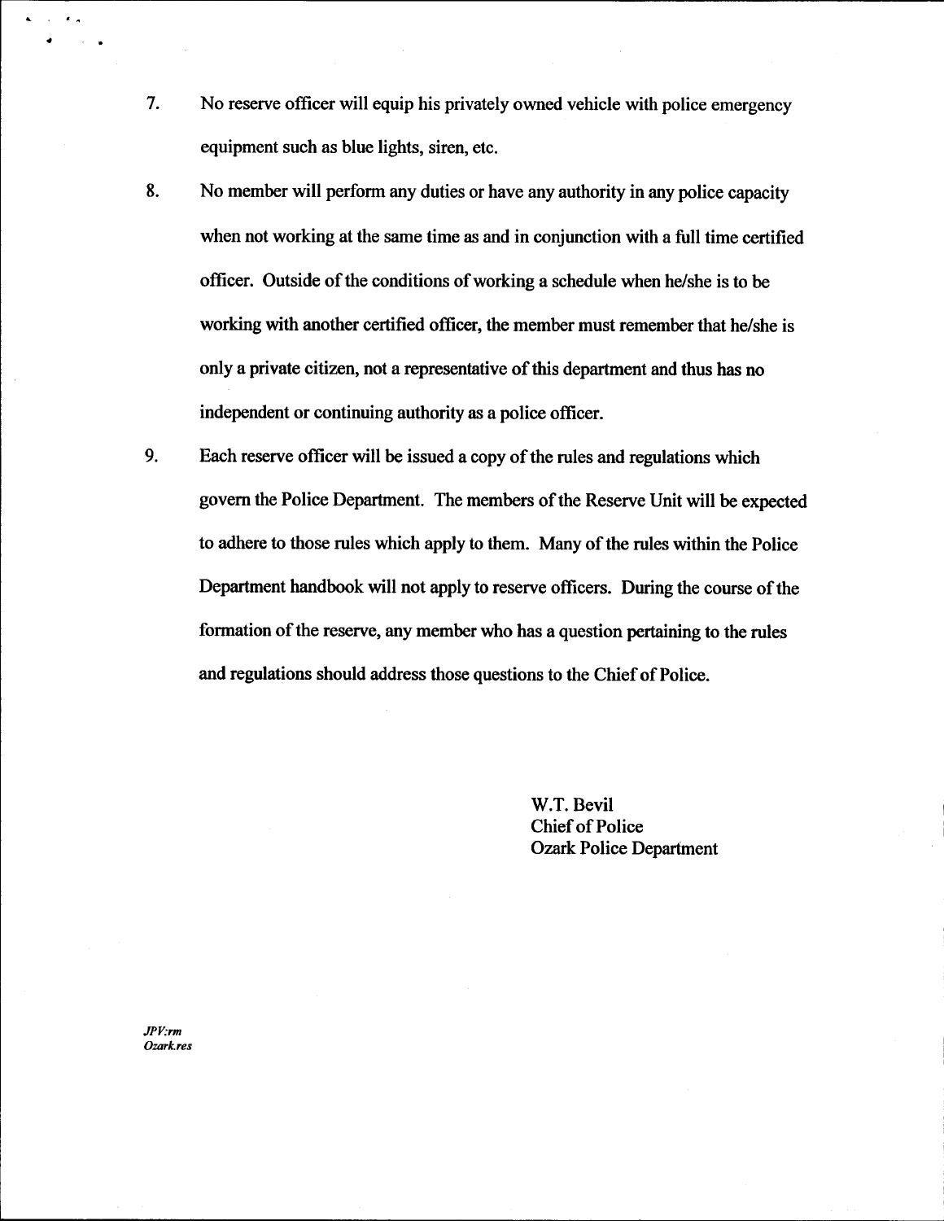7. No reserve officer will equip his privately owned vehicle with police emergency equipment such as blue lights, siren, etc.

8. No member will perform any duties or have any authority in any police capacity when not working at the same time as and in conjunction with a full time certified officer. Outside of the conditions of working a schedule when he/she is to be working with another certified officer, the member must remember that he/she is only a private citizen, not a representative of this department and thus has no independent or continuing authority as a police officer.

9. Each reserve officer will be issued a copy of the rules and regulations which govern the Police Department. The members of the Reserve Unit will be expected to adhere to those rules which apply to them. Many of the rules within the Police Department handbook will not apply to reserve officers. During the course of the formation of the reserve, any member who has a question pertaining to the rules and regulations should address those questions to the Chief of Police.

W.T. Bevil
Chief of Police
Ozark Police Department

*JPV:rm*
*Ozark.res*